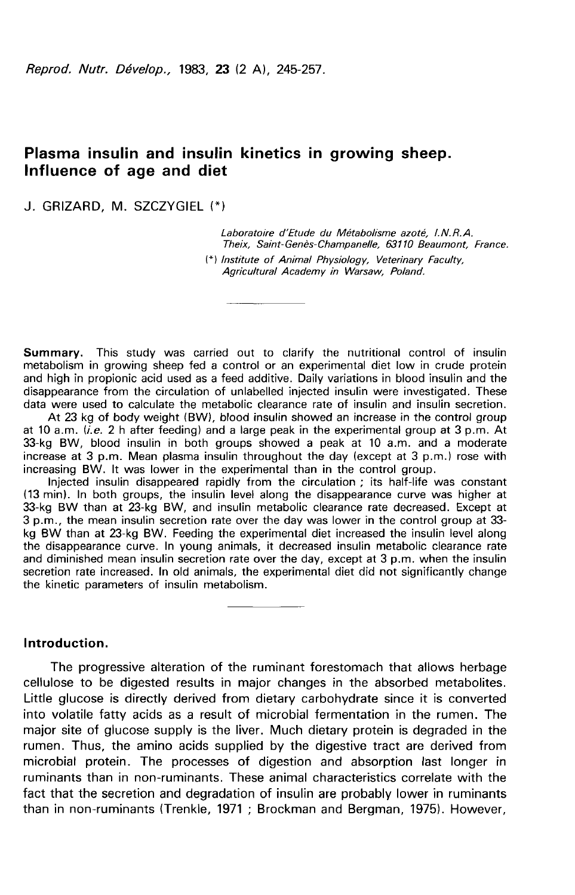# Plasma insulin and insulin kinetics in growing sheep. Influence of age and diet

J. GRIZARD, M. SZCZYGIEL (*)

*Laboratoire d'Etude du Métabolisme azoté, I.N.R.A. Theix, Saint-Genès-Champanelle, 63110 Beaumont, France.*

*(*) Institute of Animal Physiology, Veterinary Faculty, Agricultural Academy in Warsaw, Poland.*

---

**Summary.** This study was carried out to clarify the nutritional control of insulin metabolism in growing sheep fed a control or an experimental diet low in crude protein and high in propionic acid used as a feed additive. Daily variations in blood insulin and the disappearance from the circulation of unlabelled injected insulin were investigated. These data were used to calculate the metabolic clearance rate of insulin and insulin secretion.

At 23 kg of body weight (BW), blood insulin showed an increase in the control group at 10 a.m. (*i.e.* 2 h after feeding) and a large peak in the experimental group at 3 p.m. At 33-kg BW, blood insulin in both groups showed a peak at 10 a.m. and a moderate increase at 3 p.m. Mean plasma insulin throughout the day (except at 3 p.m.) rose with increasing BW. It was lower in the experimental than in the control group.

Injected insulin disappeared rapidly from the circulation ; its half-life was constant (13 min). In both groups, the insulin level along the disappearance curve was higher at 33-kg BW than at 23-kg BW, and insulin metabolic clearance rate decreased. Except at 3 p.m., the mean insulin secretion rate over the day was lower in the control group at 33-kg BW than at 23-kg BW. Feeding the experimental diet increased the insulin level along the disappearance curve. In young animals, it decreased insulin metabolic clearance rate and diminished mean insulin secretion rate over the day, except at 3 p.m. when the insulin secretion rate increased. In old animals, the experimental diet did not significantly change the kinetic parameters of insulin metabolism.

---

## Introduction.

The progressive alteration of the ruminant forestomach that allows herbage cellulose to be digested results in major changes in the absorbed metabolites. Little glucose is directly derived from dietary carbohydrate since it is converted into volatile fatty acids as a result of microbial fermentation in the rumen. The major site of glucose supply is the liver. Much dietary protein is degraded in the rumen. Thus, the amino acids supplied by the digestive tract are derived from microbial protein. The processes of digestion and absorption last longer in ruminants than in non-ruminants. These animal characteristics correlate with the fact that the secretion and degradation of insulin are probably lower in ruminants than in non-ruminants (Trenkle, 1971 ; Brockman and Bergman, 1975). However,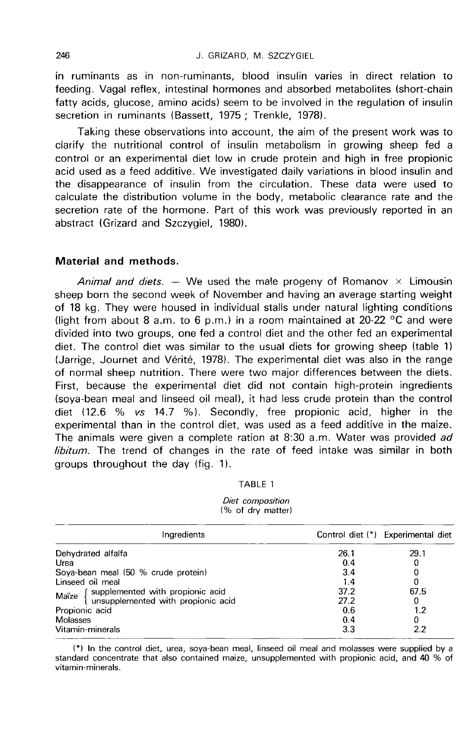in ruminants as in non-ruminants, blood insulin varies in direct relation to feeding. Vagal reflex, intestinal hormones and absorbed metabolites (short-chain fatty acids, glucose, amino acids) seem to be involved in the regulation of insulin secretion in ruminants (Bassett, 1975 ; Trenkle, 1978).

Taking these observations into account, the aim of the present work was to clarify the nutritional control of insulin metabolism in growing sheep fed a control or an experimental diet low in crude protein and high in free propionic acid used as a feed additive. We investigated daily variations in blood insulin and the disappearance of insulin from the circulation. These data were used to calculate the distribution volume in the body, metabolic clearance rate and the secretion rate of the hormone. Part of this work was previously reported in an abstract (Grizard and Szczygiel, 1980).

## Material and methods.

*Animal and diets.* — We used the male progeny of Romanov × Limousin sheep born the second week of November and having an average starting weight of 18 kg. They were housed in individual stalls under natural lighting conditions (light from about 8 a.m. to 6 p.m.) in a room maintained at 20-22 °C and were divided into two groups, one fed a control diet and the other fed an experimental diet. The control diet was similar to the usual diets for growing sheep (table 1) (Jarrige, Journet and Vérité, 1978). The experimental diet was also in the range of normal sheep nutrition. There were two major differences between the diets. First, because the experimental diet did not contain high-protein ingredients (soya-bean meal and linseed oil meal), it had less crude protein than the control diet (12.6 % *vs* 14.7 %). Secondly, free propionic acid, higher in the experimental than in the control diet, was used as a feed additive in the maize. The animals were given a complete ration at 8:30 a.m. Water was provided *ad libitum*. The trend of changes in the rate of feed intake was similar in both groups throughout the day (fig. 1).

TABLE 1

*Diet composition*
(% of dry matter)

| Ingredients | Control diet (*) | Experimental diet |
|---|---|---|
| Dehydrated alfalfa | 26.1 | 29.1 |
| Urea | 0.4 | 0 |
| Soya-bean meal (50 % crude protein) | 3.4 | 0 |
| Linseed oil meal | 1.4 | 0 |
| Maïze — supplemented with propionic acid | 37.2 | 67.5 |
| Maïze — unsupplemented with propionic acid | 27.2 | 0 |
| Propionic acid | 0.6 | 1.2 |
| Molasses | 0.4 | 0 |
| Vitamin-minerals | 3.3 | 2.2 |

(*) In the control diet, urea, soya-bean meal, linseed oil meal and molasses were supplied by a standard concentrate that also contained maize, unsupplemented with propionic acid, and 40 % of vitamin-minerals.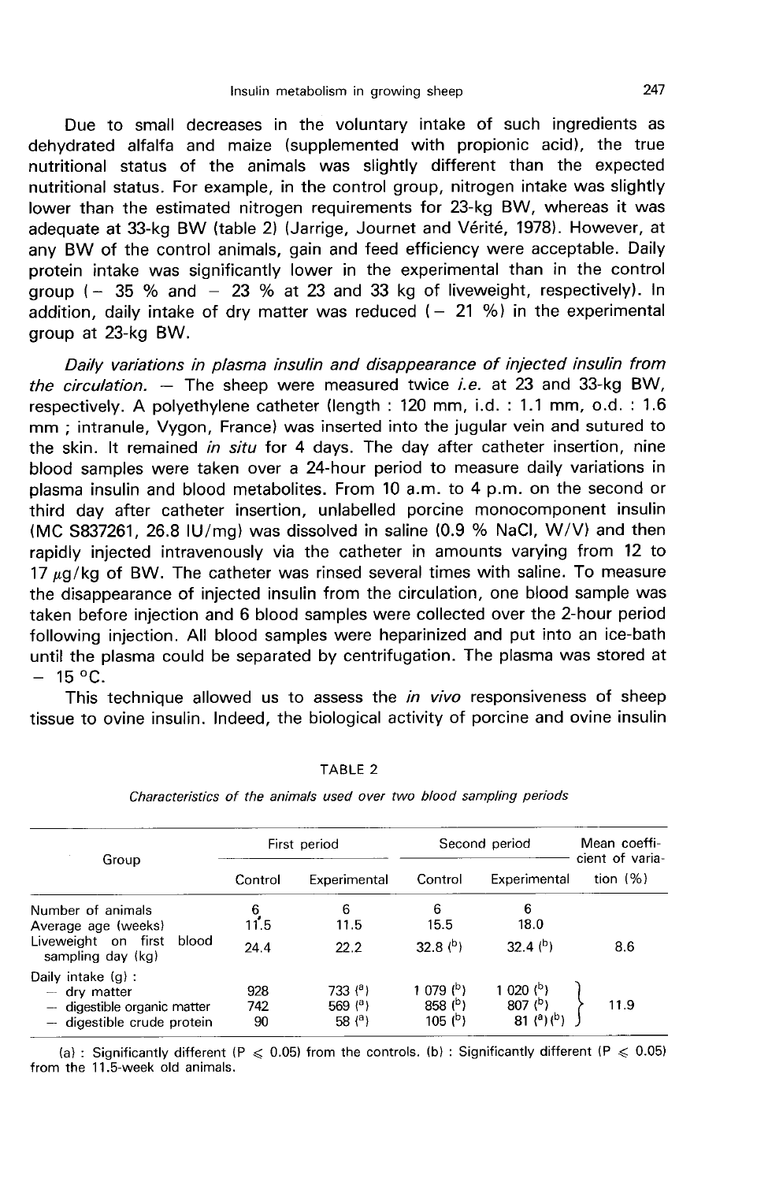Due to small decreases in the voluntary intake of such ingredients as dehydrated alfalfa and maize (supplemented with propionic acid), the true nutritional status of the animals was slightly different than the expected nutritional status. For example, in the control group, nitrogen intake was slightly lower than the estimated nitrogen requirements for 23-kg BW, whereas it was adequate at 33-kg BW (table 2) (Jarrige, Journet and Vérité, 1978). However, at any BW of the control animals, gain and feed efficiency were acceptable. Daily protein intake was significantly lower in the experimental than in the control group (− 35 % and − 23 % at 23 and 33 kg of liveweight, respectively). In addition, daily intake of dry matter was reduced (− 21 %) in the experimental group at 23-kg BW.

*Daily variations in plasma insulin and disappearance of injected insulin from the circulation.* — The sheep were measured twice *i.e.* at 23 and 33-kg BW, respectively. A polyethylene catheter (length : 120 mm, i.d. : 1.1 mm, o.d. : 1.6 mm ; intranule, Vygon, France) was inserted into the jugular vein and sutured to the skin. It remained *in situ* for 4 days. The day after catheter insertion, nine blood samples were taken over a 24-hour period to measure daily variations in plasma insulin and blood metabolites. From 10 a.m. to 4 p.m. on the second or third day after catheter insertion, unlabelled porcine monocomponent insulin (MC S837261, 26.8 IU/mg) was dissolved in saline (0.9 % NaCl, W/V) and then rapidly injected intravenously via the catheter in amounts varying from 12 to 17 μg/kg of BW. The catheter was rinsed several times with saline. To measure the disappearance of injected insulin from the circulation, one blood sample was taken before injection and 6 blood samples were collected over the 2-hour period following injection. All blood samples were heparinized and put into an ice-bath until the plasma could be separated by centrifugation. The plasma was stored at − 15 °C.

This technique allowed us to assess the *in vivo* responsiveness of sheep tissue to ovine insulin. Indeed, the biological activity of porcine and ovine insulin

TABLE 2

*Characteristics of the animals used over two blood sampling periods*

| Group | First period | | Second period | | Mean coefficient of variation (%) |
|---|---|---|---|---|---|
| | Control | Experimental | Control | Experimental | |
| Number of animals | 6 | 6 | 6 | 6 | |
| Average age (weeks) | 11.5 | 11.5 | 15.5 | 18.0 | |
| Liveweight on first blood sampling day (kg) | 24.4 | 22.2 | 32.8 [b] | 32.4 [b] | 8.6 |
| Daily intake (g) : | | | | | |
| — dry matter | 928 | 733 [a] | 1 079 [b] | 1 020 [b] | 11.9 |
| — digestible organic matter | 742 | 569 [a] | 858 [b] | 807 [b] | 11.9 |
| — digestible crude protein | 90 | 58 [a] | 105 [b] | 81 [a] [b] | 11.9 |

(a) : Significantly different ($P \leqslant 0.05$) from the controls. (b) : Significantly different ($P \leqslant 0.05$) from the 11.5-week old animals.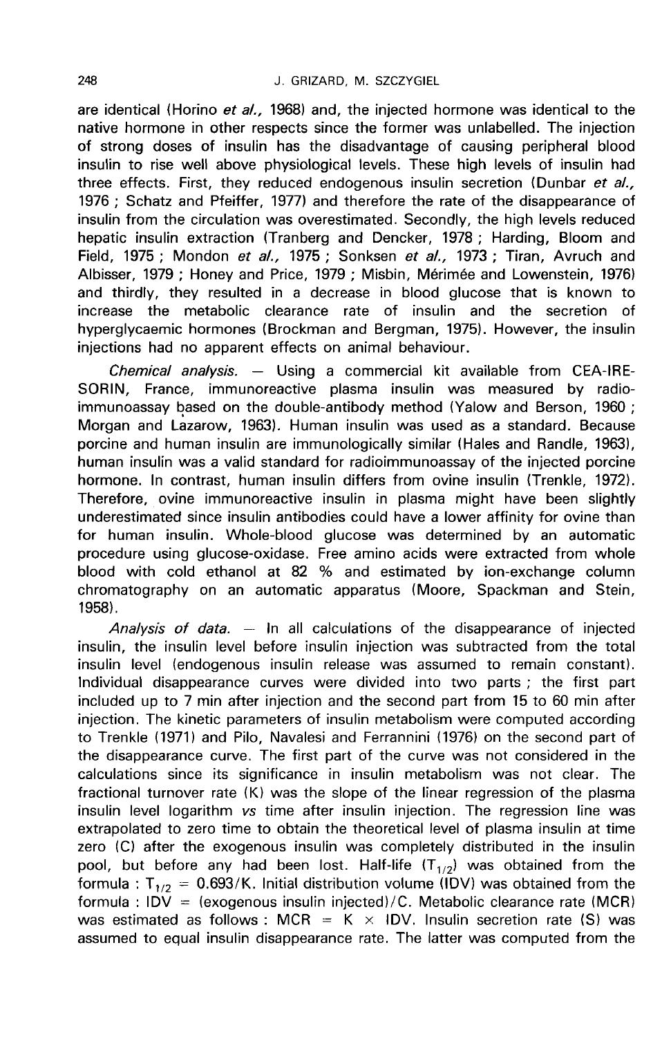are identical (Horino *et al.,* 1968) and, the injected hormone was identical to the native hormone in other respects since the former was unlabelled. The injection of strong doses of insulin has the disadvantage of causing peripheral blood insulin to rise well above physiological levels. These high levels of insulin had three effects. First, they reduced endogenous insulin secretion (Dunbar *et al.,* 1976 ; Schatz and Pfeiffer, 1977) and therefore the rate of the disappearance of insulin from the circulation was overestimated. Secondly, the high levels reduced hepatic insulin extraction (Tranberg and Dencker, 1978 ; Harding, Bloom and Field, 1975 ; Mondon *et al.,* 1975 ; Sonksen *et al.,* 1973 ; Tiran, Avruch and Albisser, 1979 ; Honey and Price, 1979 ; Misbin, Mérimée and Lowenstein, 1976) and thirdly, they resulted in a decrease in blood glucose that is known to increase the metabolic clearance rate of insulin and the secretion of hyperglycaemic hormones (Brockman and Bergman, 1975). However, the insulin injections had no apparent effects on animal behaviour.

*Chemical analysis.* — Using a commercial kit available from CEA-IRE-SORIN, France, immunoreactive plasma insulin was measured by radioimmunoassay based on the double-antibody method (Yalow and Berson, 1960 ; Morgan and Lazarow, 1963). Human insulin was used as a standard. Because porcine and human insulin are immunologically similar (Hales and Randle, 1963), human insulin was a valid standard for radioimmunoassay of the injected porcine hormone. In contrast, human insulin differs from ovine insulin (Trenkle, 1972). Therefore, ovine immunoreactive insulin in plasma might have been slightly underestimated since insulin antibodies could have a lower affinity for ovine than for human insulin. Whole-blood glucose was determined by an automatic procedure using glucose-oxidase. Free amino acids were extracted from whole blood with cold ethanol at 82 % and estimated by ion-exchange column chromatography on an automatic apparatus (Moore, Spackman and Stein, 1958).

*Analysis of data.* — In all calculations of the disappearance of injected insulin, the insulin level before insulin injection was subtracted from the total insulin level (endogenous insulin release was assumed to remain constant). Individual disappearance curves were divided into two parts ; the first part included up to 7 min after injection and the second part from 15 to 60 min after injection. The kinetic parameters of insulin metabolism were computed according to Trenkle (1971) and Pilo, Navalesi and Ferrannini (1976) on the second part of the disappearance curve. The first part of the curve was not considered in the calculations since its significance in insulin metabolism was not clear. The fractional turnover rate (K) was the slope of the linear regression of the plasma insulin level logarithm *vs* time after insulin injection. The regression line was extrapolated to zero time to obtain the theoretical level of plasma insulin at time zero (C) after the exogenous insulin was completely distributed in the insulin pool, but before any had been lost. Half-life ($T_{1/2}$) was obtained from the formula : $T_{1/2} = 0.693/K$. Initial distribution volume (IDV) was obtained from the formula : $IDV = (\text{exogenous insulin injected})/C$. Metabolic clearance rate (MCR) was estimated as follows : $MCR = K \times IDV$. Insulin secretion rate (S) was assumed to equal insulin disappearance rate. The latter was computed from the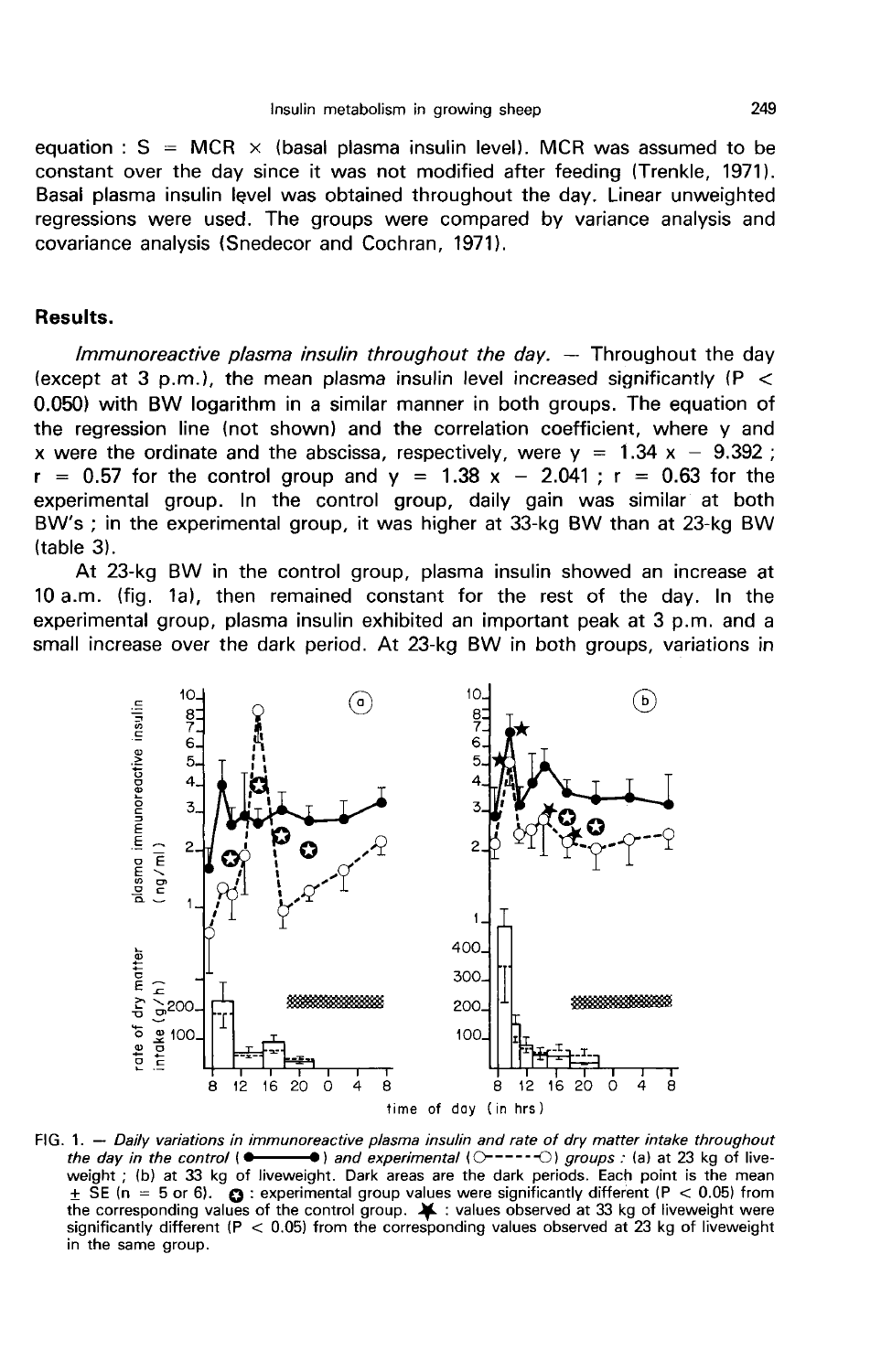equation : S = MCR × (basal plasma insulin level). MCR was assumed to be constant over the day since it was not modified after feeding (Trenkle, 1971). Basal plasma insulin level was obtained throughout the day. Linear unweighted regressions were used. The groups were compared by variance analysis and covariance analysis (Snedecor and Cochran, 1971).

## Results.

*Immunoreactive plasma insulin throughout the day.* — Throughout the day (except at 3 p.m.), the mean plasma insulin level increased significantly ($P < 0.050$) with BW logarithm in a similar manner in both groups. The equation of the regression line (not shown) and the correlation coefficient, where y and x were the ordinate and the abscissa, respectively, were $y = 1.34\ x - 9.392$ ; $r = 0.57$ for the control group and $y = 1.38\ x - 2.041$ ; $r = 0.63$ for the experimental group. In the control group, daily gain was similar at both BW's ; in the experimental group, it was higher at 33-kg BW than at 23-kg BW (table 3).

At 23-kg BW in the control group, plasma insulin showed an increase at 10 a.m. (fig. 1a), then remained constant for the rest of the day. In the experimental group, plasma insulin exhibited an important peak at 3 p.m. and a small increase over the dark period. At 23-kg BW in both groups, variations in

FIG. 1. — *Daily variations in immunoreactive plasma insulin and rate of dry matter intake throughout the day in the control* (●——●) *and experimental* (○- - - -○) *groups : (a) at 23 kg of liveweight ; (b) at 33 kg of liveweight. Dark areas are the dark periods. Each point is the mean ± SE (n = 5 or 6).* ✪ : *experimental group values were significantly different (P < 0.05) from the corresponding values of the control group.* ★ : *values observed at 33 kg of liveweight were significantly different (P < 0.05) from the corresponding values observed at 23 kg of liveweight in the same group.*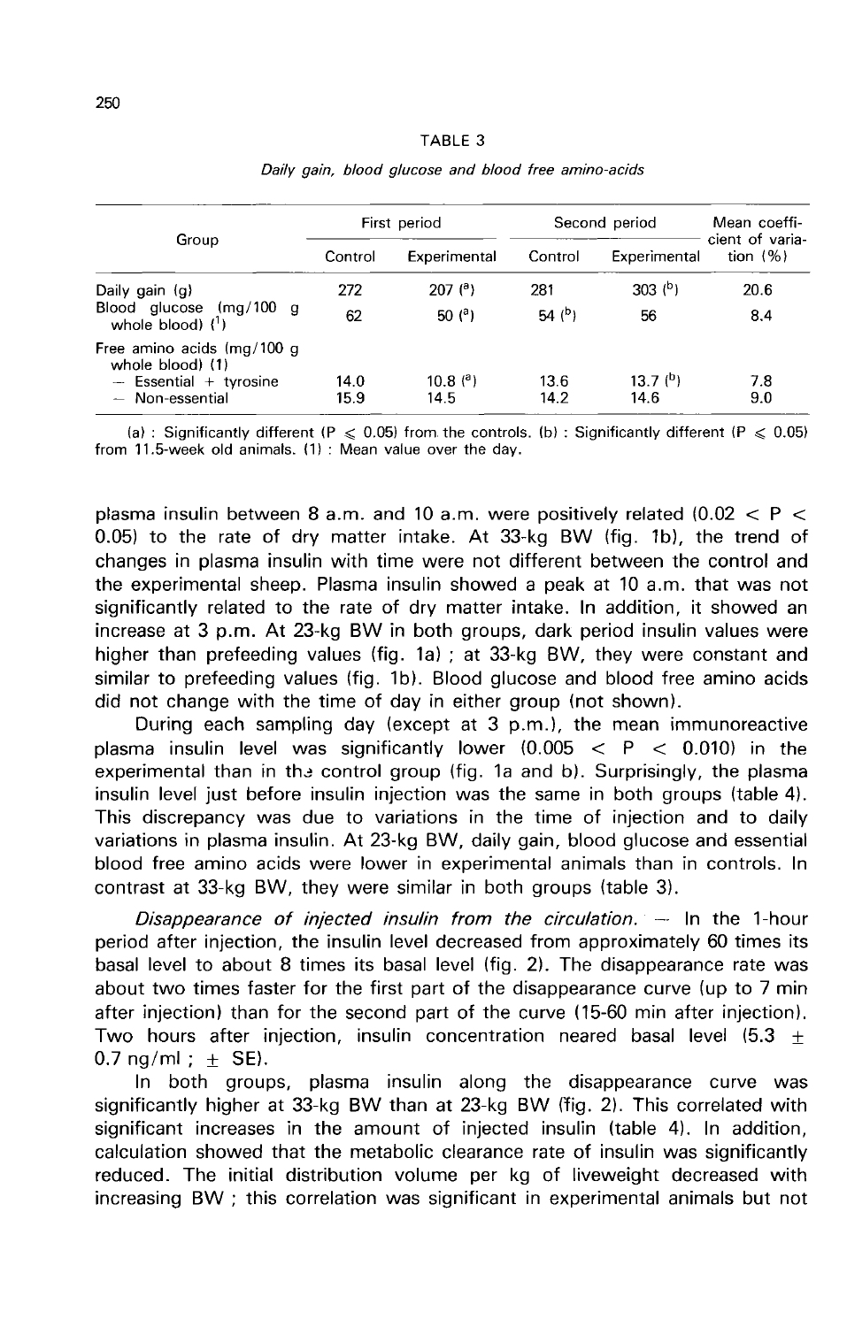TABLE 3

*Daily gain, blood glucose and blood free amino-acids*

| Group | First period | | Second period | | Mean coefficient of variation (%) |
|---|---|---|---|---|---|
| | Control | Experimental | Control | Experimental | |
| Daily gain (g) | 272 | 207 [a] | 281 | 303 [b] | 20.6 |
| Blood glucose (mg/100 g whole blood) [1] | 62 | 50 [a] | 54 [b] | 56 | 8.4 |
| Free amino acids (mg/100 g whole blood) (1) | | | | | |
| — Essential + tyrosine | 14.0 | 10.8 [a] | 13.6 | 13.7 [b] | 7.8 |
| — Non-essential | 15.9 | 14.5 | 14.2 | 14.6 | 9.0 |

(a) : Significantly different ($P \leqslant 0.05$) from the controls. (b) : Significantly different ($P \leqslant 0.05$) from 11.5-week old animals. (1) : Mean value over the day.

plasma insulin between 8 a.m. and 10 a.m. were positively related ($0.02 < P < 0.05$) to the rate of dry matter intake. At 33-kg BW (fig. 1b), the trend of changes in plasma insulin with time were not different between the control and the experimental sheep. Plasma insulin showed a peak at 10 a.m. that was not significantly related to the rate of dry matter intake. In addition, it showed an increase at 3 p.m. At 23-kg BW in both groups, dark period insulin values were higher than prefeeding values (fig. 1a) ; at 33-kg BW, they were constant and similar to prefeeding values (fig. 1b). Blood glucose and blood free amino acids did not change with the time of day in either group (not shown).

During each sampling day (except at 3 p.m.), the mean immunoreactive plasma insulin level was significantly lower ($0.005 < P < 0.010$) in the experimental than in the control group (fig. 1a and b). Surprisingly, the plasma insulin level just before insulin injection was the same in both groups (table 4). This discrepancy was due to variations in the time of injection and to daily variations in plasma insulin. At 23-kg BW, daily gain, blood glucose and essential blood free amino acids were lower in experimental animals than in controls. In contrast at 33-kg BW, they were similar in both groups (table 3).

*Disappearance of injected insulin from the circulation.* — In the 1-hour period after injection, the insulin level decreased from approximately 60 times its basal level to about 8 times its basal level (fig. 2). The disappearance rate was about two times faster for the first part of the disappearance curve (up to 7 min after injection) than for the second part of the curve (15-60 min after injection). Two hours after injection, insulin concentration neared basal level ($5.3 \pm 0.7$ ng/ml ; $\pm$ SE).

In both groups, plasma insulin along the disappearance curve was significantly higher at 33-kg BW than at 23-kg BW (fig. 2). This correlated with significant increases in the amount of injected insulin (table 4). In addition, calculation showed that the metabolic clearance rate of insulin was significantly reduced. The initial distribution volume per kg of liveweight decreased with increasing BW ; this correlation was significant in experimental animals but not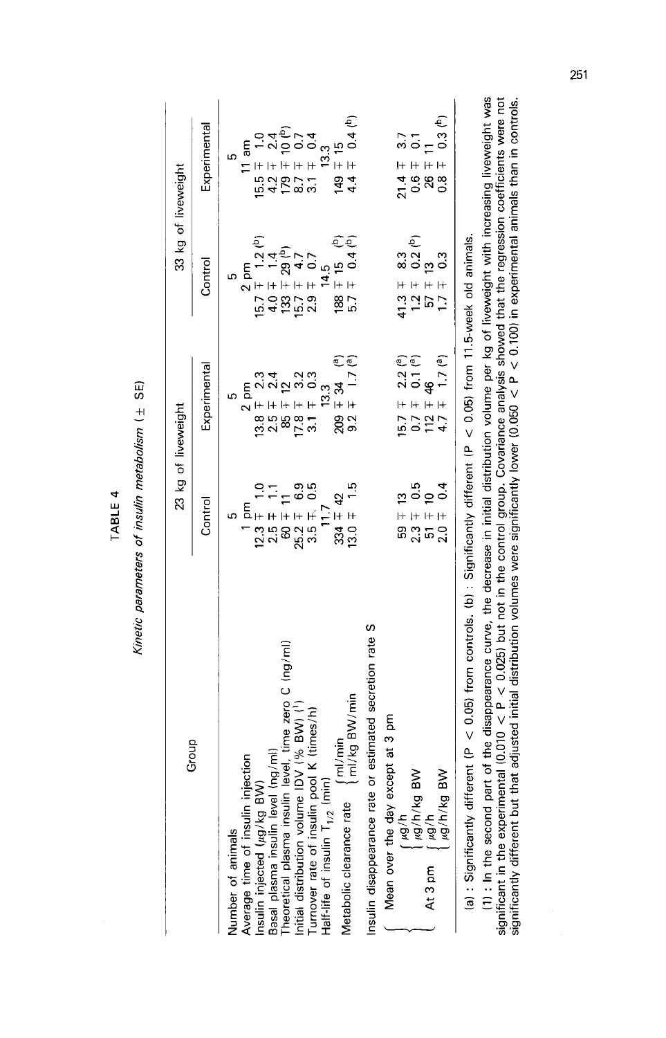# TABLE 4

*Kinetic parameters of insulin metabolism* (± SE)

| Group | 23 kg of liveweight | | 33 kg of liveweight | |
|---|---|---|---|---|
| | Control | Experimental | Control | Experimental |
| Number of animals | 5 | 5 | 5 | 5 |
| Average time of insulin injection | 1 pm | 2 pm | 2 pm | 11 am |
| Insulin injected (μg/kg BW) | 12.3 ∓ 1.0 | 13.8 ∓ 2.3 | 15.7 ∓ 1.2 (b) | 15.5 ∓ 1.0 |
| Basal plasma insulin level (ng/ml) | 2.5 ∓ 1.1 | 2.5 ∓ 2.4 | 4.0 ∓ 1.4 | 4.2 ∓ 2.4 |
| Theoretical plasma insulin level, time zero C (ng/ml) | 60 ∓ 11 | 85 ∓ 12 | 133 ∓ 29 (b) | 179 ∓ 10 (b) |
| Initial distribution volume IDV (% BW) (1) | 25.2 ∓ 6.9 | 17.8 ∓ 3.2 | 15.7 ∓ 4.7 | 8.7 ∓ 0.7 |
| Turnover rate of insulin pool K (times/h) | 3.5 ∓ 0.5 | 3.1 ∓ 0.3 | 2.9 ∓ 0.7 | 3.1 ∓ 0.4 |
| Half-life of insulin $T_{1/2}$ (min) | 11.7 | 13.3 | 14.5 | 13.3 |
| Metabolic clearance rate — ml/min | 334 ∓ 42 | 209 ∓ 34 (a) | 188 ∓ 15 (b) | 149 ∓ 15 |
| Metabolic clearance rate — ml/kg BW/min | 13.0 ∓ 1.5 | 9.2 ∓ 1.7 (a) | 5.7 ∓ 0.4 (b) | 4.4 ∓ 0.4 (b) |
| **Insulin disappearance rate or estimated secretion rate S** | | | | |
| Mean over the day except at 3 pm — μg/h | 59 ∓ 13 | 15.7 ∓ 2.2 (a) | 41.3 ∓ 8.3 | 21.4 ∓ 3.7 |
| Mean over the day except at 3 pm — μg/h/kg BW | 2.3 ∓ 0.5 | 0.7 ∓ 0.1 (a) | 1.2 ∓ 0.2 (b) | 0.6 ∓ 0.1 |
| At 3 pm — μg/h | 51 ∓ 10 | 112 ∓ 46 | 57 ∓ 13 | 26 ∓ 11 |
| At 3 pm — μg/h/kg BW | 2.0 ∓ 0.4 | 4.7 ∓ 1.7 (a) | 1.7 ∓ 0.3 | 0.8 ∓ 0.3 (b) |

(a) : Significantly different ($P < 0.05$) from controls. (b) : Significantly different ($P < 0.05$) from 11.5-week old animals.

(1) : In the second part of the disappearance curve, the decrease in initial distribution volume per kg of liveweight with increasing liveweight was significant in the experimental ($0.010 < P < 0.025$) but not in the control group. Covariance analysis showed that the regression coefficients were not significantly different but that adjusted initial distribution volumes were significantly lower ($0.050 < P < 0.100$) in experimental animals than in controls.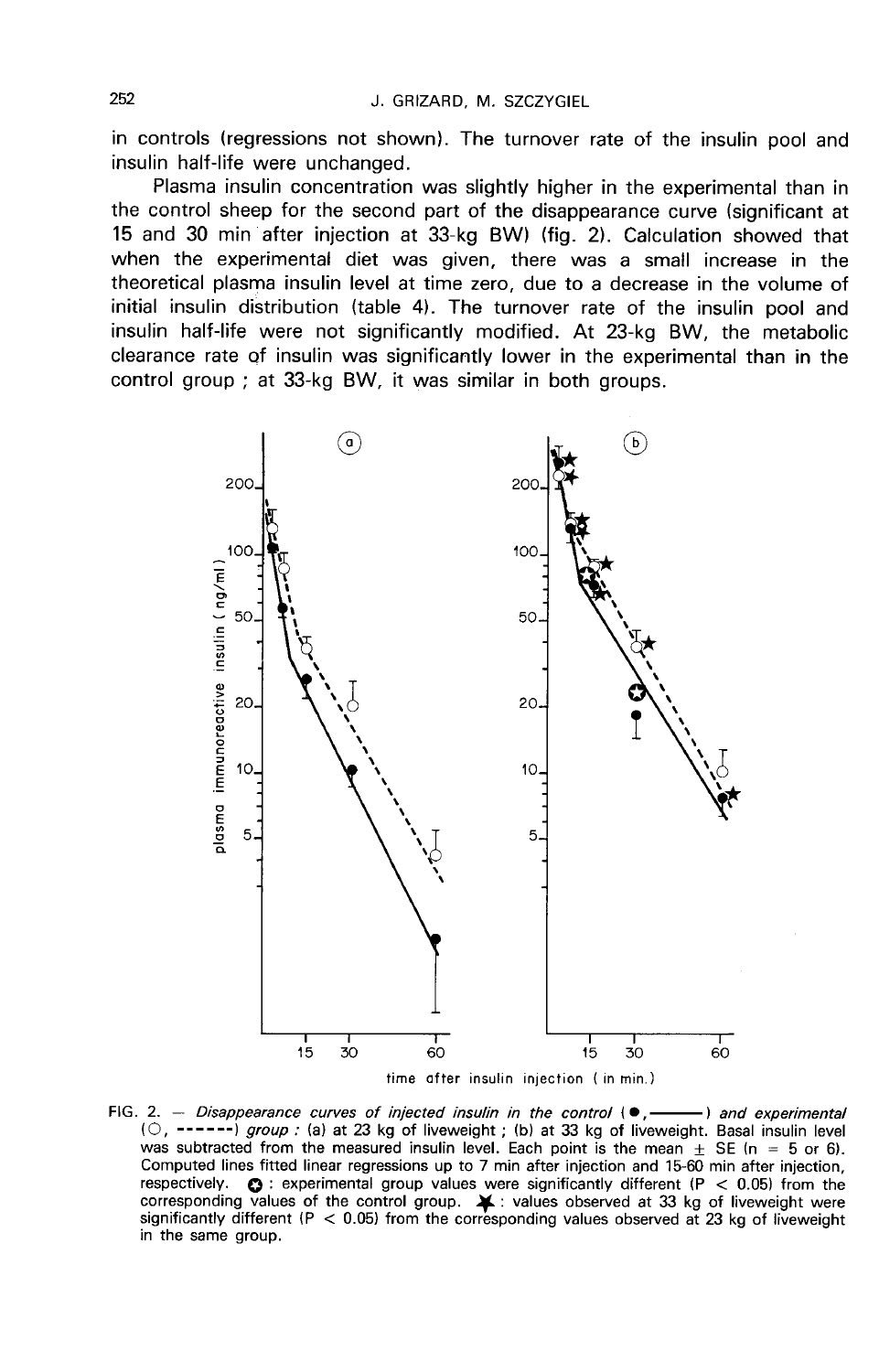in controls (regressions not shown). The turnover rate of the insulin pool and insulin half-life were unchanged.

Plasma insulin concentration was slightly higher in the experimental than in the control sheep for the second part of the disappearance curve (significant at 15 and 30 min after injection at 33-kg BW) (fig. 2). Calculation showed that when the experimental diet was given, there was a small increase in the theoretical plasma insulin level at time zero, due to a decrease in the volume of initial insulin distribution (table 4). The turnover rate of the insulin pool and insulin half-life were not significantly modified. At 23-kg BW, the metabolic clearance rate of insulin was significantly lower in the experimental than in the control group ; at 33-kg BW, it was similar in both groups.

FIG. 2. — *Disappearance curves of injected insulin in the control (●, ———) and experimental (○, ------) group : (a) at 23 kg of liveweight ; (b) at 33 kg of liveweight.* Basal insulin level was subtracted from the measured insulin level. Each point is the mean ± SE (n = 5 or 6). Computed lines fitted linear regressions up to 7 min after injection and 15-60 min after injection, respectively. ✪ : experimental group values were significantly different ($P < 0.05$) from the corresponding values of the control group. ★ : values observed at 33 kg of liveweight were significantly different ($P < 0.05$) from the corresponding values observed at 23 kg of liveweight in the same group.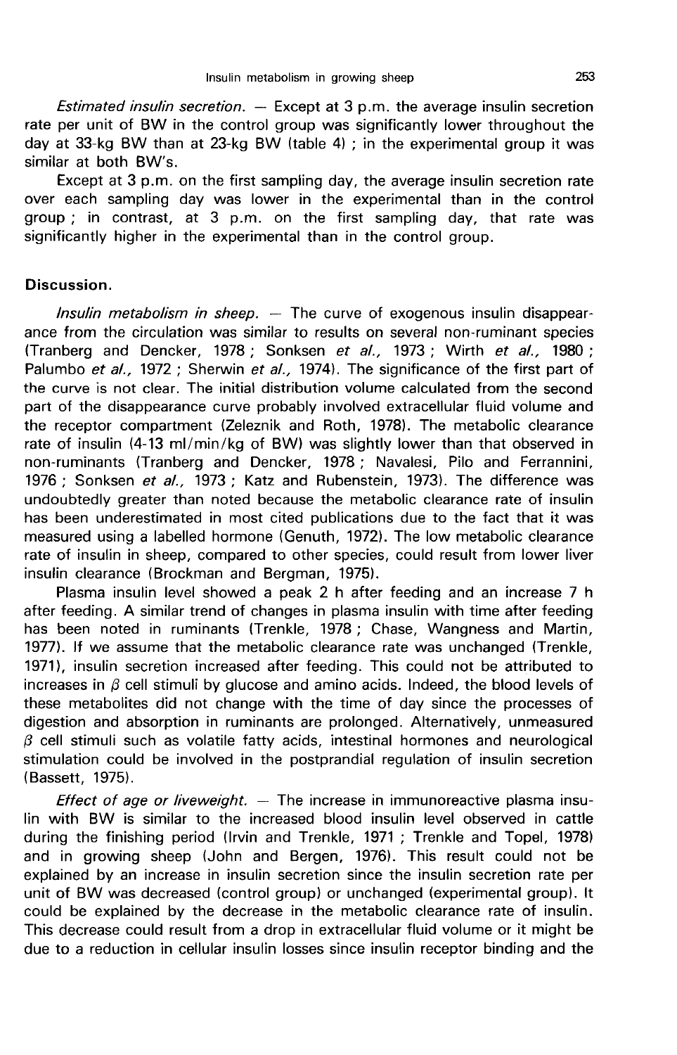*Estimated insulin secretion.* — Except at 3 p.m. the average insulin secretion rate per unit of BW in the control group was significantly lower throughout the day at 33-kg BW than at 23-kg BW (table 4) ; in the experimental group it was similar at both BW's.

Except at 3 p.m. on the first sampling day, the average insulin secretion rate over each sampling day was lower in the experimental than in the control group ; in contrast, at 3 p.m. on the first sampling day, that rate was significantly higher in the experimental than in the control group.

## Discussion.

*Insulin metabolism in sheep.* — The curve of exogenous insulin disappearance from the circulation was similar to results on several non-ruminant species (Tranberg and Dencker, 1978 ; Sonksen *et al.,* 1973 ; Wirth *et al.,* 1980 ; Palumbo *et al.,* 1972 ; Sherwin *et al.,* 1974). The significance of the first part of the curve is not clear. The initial distribution volume calculated from the second part of the disappearance curve probably involved extracellular fluid volume and the receptor compartment (Zeleznik and Roth, 1978). The metabolic clearance rate of insulin (4-13 ml/min/kg of BW) was slightly lower than that observed in non-ruminants (Tranberg and Dencker, 1978 ; Navalesi, Pilo and Ferrannini, 1976 ; Sonksen *et al.,* 1973 ; Katz and Rubenstein, 1973). The difference was undoubtedly greater than noted because the metabolic clearance rate of insulin has been underestimated in most cited publications due to the fact that it was measured using a labelled hormone (Genuth, 1972). The low metabolic clearance rate of insulin in sheep, compared to other species, could result from lower liver insulin clearance (Brockman and Bergman, 1975).

Plasma insulin level showed a peak 2 h after feeding and an increase 7 h after feeding. A similar trend of changes in plasma insulin with time after feeding has been noted in ruminants (Trenkle, 1978 ; Chase, Wangness and Martin, 1977). If we assume that the metabolic clearance rate was unchanged (Trenkle, 1971), insulin secretion increased after feeding. This could not be attributed to increases in $\beta$ cell stimuli by glucose and amino acids. Indeed, the blood levels of these metabolites did not change with the time of day since the processes of digestion and absorption in ruminants are prolonged. Alternatively, unmeasured $\beta$ cell stimuli such as volatile fatty acids, intestinal hormones and neurological stimulation could be involved in the postprandial regulation of insulin secretion (Bassett, 1975).

*Effect of age or liveweight.* — The increase in immunoreactive plasma insulin with BW is similar to the increased blood insulin level observed in cattle during the finishing period (Irvin and Trenkle, 1971 ; Trenkle and Topel, 1978) and in growing sheep (John and Bergen, 1976). This result could not be explained by an increase in insulin secretion since the insulin secretion rate per unit of BW was decreased (control group) or unchanged (experimental group). It could be explained by the decrease in the metabolic clearance rate of insulin. This decrease could result from a drop in extracellular fluid volume or it might be due to a reduction in cellular insulin losses since insulin receptor binding and the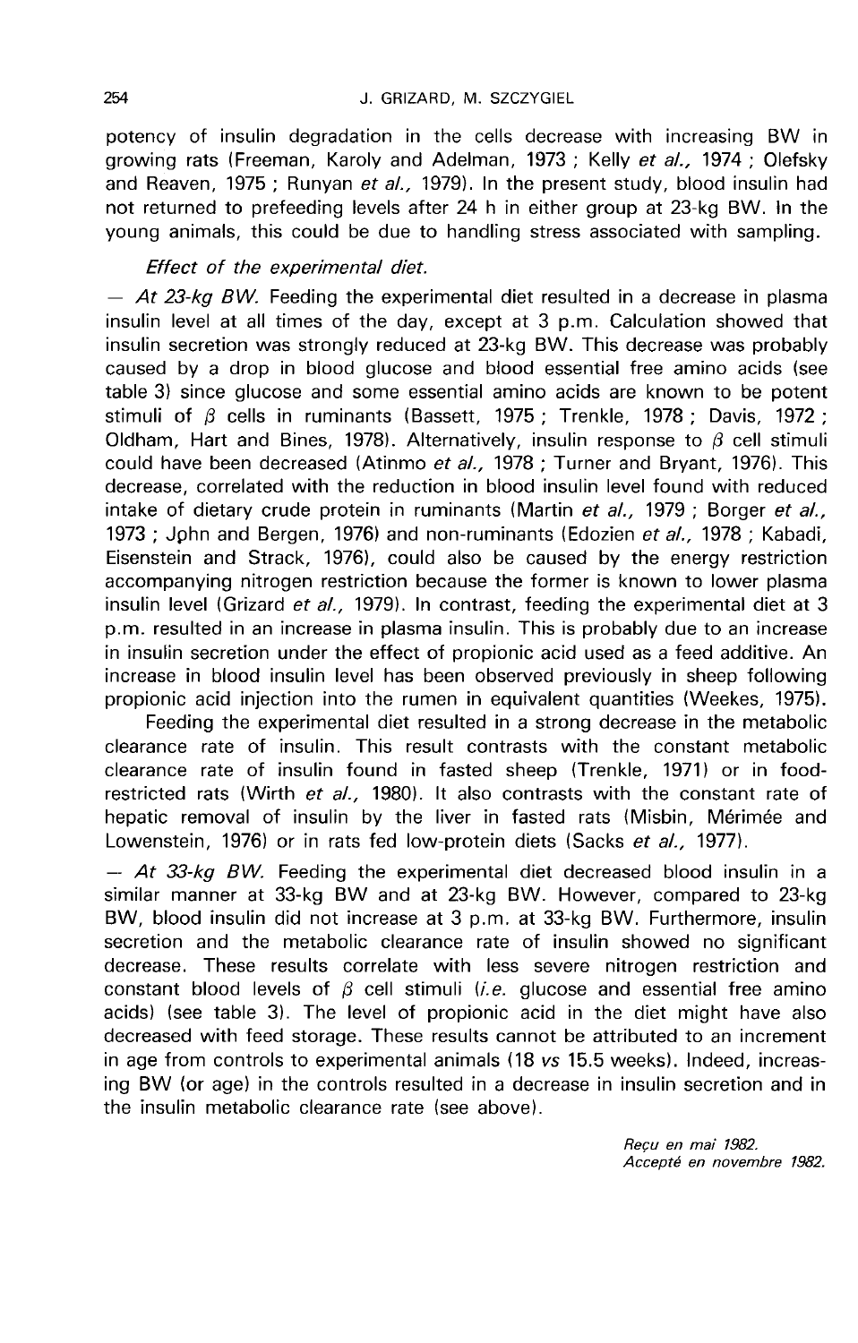potency of insulin degradation in the cells decrease with increasing BW in growing rats (Freeman, Karoly and Adelman, 1973 ; Kelly *et al.,* 1974 ; Olefsky and Reaven, 1975 ; Runyan *et al.,* 1979). In the present study, blood insulin had not returned to prefeeding levels after 24 h in either group at 23-kg BW. In the young animals, this could be due to handling stress associated with sampling.

*Effect of the experimental diet.*

— *At 23-kg BW.* Feeding the experimental diet resulted in a decrease in plasma insulin level at all times of the day, except at 3 p.m. Calculation showed that insulin secretion was strongly reduced at 23-kg BW. This decrease was probably caused by a drop in blood glucose and blood essential free amino acids (see table 3) since glucose and some essential amino acids are known to be potent stimuli of $\beta$ cells in ruminants (Bassett, 1975 ; Trenkle, 1978 ; Davis, 1972 ; Oldham, Hart and Bines, 1978). Alternatively, insulin response to $\beta$ cell stimuli could have been decreased (Atinmo *et al.,* 1978 ; Turner and Bryant, 1976). This decrease, correlated with the reduction in blood insulin level found with reduced intake of dietary crude protein in ruminants (Martin *et al.,* 1979 ; Borger *et al.,* 1973 ; John and Bergen, 1976) and non-ruminants (Edozien *et al.,* 1978 ; Kabadi, Eisenstein and Strack, 1976), could also be caused by the energy restriction accompanying nitrogen restriction because the former is known to lower plasma insulin level (Grizard *et al.,* 1979). In contrast, feeding the experimental diet at 3 p.m. resulted in an increase in plasma insulin. This is probably due to an increase in insulin secretion under the effect of propionic acid used as a feed additive. An increase in blood insulin level has been observed previously in sheep following propionic acid injection into the rumen in equivalent quantities (Weekes, 1975).

Feeding the experimental diet resulted in a strong decrease in the metabolic clearance rate of insulin. This result contrasts with the constant metabolic clearance rate of insulin found in fasted sheep (Trenkle, 1971) or in food-restricted rats (Wirth *et al.,* 1980). It also contrasts with the constant rate of hepatic removal of insulin by the liver in fasted rats (Misbin, Mérimée and Lowenstein, 1976) or in rats fed low-protein diets (Sacks *et al.,* 1977).

— *At 33-kg BW.* Feeding the experimental diet decreased blood insulin in a similar manner at 33-kg BW and at 23-kg BW. However, compared to 23-kg BW, blood insulin did not increase at 3 p.m. at 33-kg BW. Furthermore, insulin secretion and the metabolic clearance rate of insulin showed no significant decrease. These results correlate with less severe nitrogen restriction and constant blood levels of $\beta$ cell stimuli (*i.e.* glucose and essential free amino acids) (see table 3). The level of propionic acid in the diet might have also decreased with feed storage. These results cannot be attributed to an increment in age from controls to experimental animals (18 *vs* 15.5 weeks). Indeed, increasing BW (or age) in the controls resulted in a decrease in insulin secretion and in the insulin metabolic clearance rate (see above).

*Reçu en mai 1982.*
*Accepté en novembre 1982.*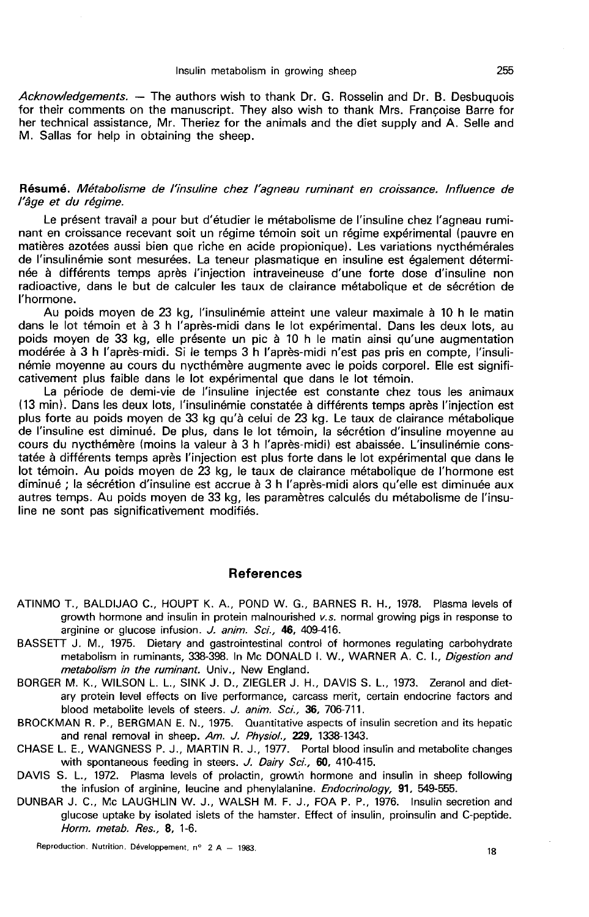*Acknowledgements.* — The authors wish to thank Dr. G. Rosselin and Dr. B. Desbuquois for their comments on the manuscript. They also wish to thank Mrs. Françoise Barre for her technical assistance, Mr. Theriez for the animals and the diet supply and A. Selle and M. Sallas for help in obtaining the sheep.

**Résumé.** *Métabolisme de l'insuline chez l'agneau ruminant en croissance. Influence de l'âge et du régime.*

Le présent travail a pour but d'étudier le métabolisme de l'insuline chez l'agneau ruminant en croissance recevant soit un régime témoin soit un régime expérimental (pauvre en matières azotées aussi bien que riche en acide propionique). Les variations nycthémérales de l'insulinémie sont mesurées. La teneur plasmatique en insuline est également déterminée à différents temps après l'injection intraveineuse d'une forte dose d'insuline non radioactive, dans le but de calculer les taux de clairance métabolique et de sécrétion de l'hormone.

Au poids moyen de 23 kg, l'insulinémie atteint une valeur maximale à 10 h le matin dans le lot témoin et à 3 h l'après-midi dans le lot expérimental. Dans les deux lots, au poids moyen de 33 kg, elle présente un pic à 10 h le matin ainsi qu'une augmentation modérée à 3 h l'après-midi. Si le temps 3 h l'après-midi n'est pas pris en compte, l'insulinémie moyenne au cours du nycthémère augmente avec le poids corporel. Elle est significativement plus faible dans le lot expérimental que dans le lot témoin.

La période de demi-vie de l'insuline injectée est constante chez tous les animaux (13 min). Dans les deux lots, l'insulinémie constatée à différents temps après l'injection est plus forte au poids moyen de 33 kg qu'à celui de 23 kg. Le taux de clairance métabolique de l'insuline est diminué. De plus, dans le lot témoin, la sécrétion d'insuline moyenne au cours du nycthémère (moins la valeur à 3 h l'après-midi) est abaissée. L'insulinémie constatée à différents temps après l'injection est plus forte dans le lot expérimental que dans le lot témoin. Au poids moyen de 23 kg, le taux de clairance métabolique de l'hormone est diminué ; la sécrétion d'insuline est accrue à 3 h l'après-midi alors qu'elle est diminuée aux autres temps. Au poids moyen de 33 kg, les paramètres calculés du métabolisme de l'insuline ne sont pas significativement modifiés.

## References

ATINMO T., BALDIJAO C., HOUPT K. A., POND W. G., BARNES R. H., 1978. Plasma levels of growth hormone and insulin in protein malnourished *v.s.* normal growing pigs in response to arginine or glucose infusion. *J. anim. Sci.*, **46**, 409-416.

BASSETT J. M., 1975. Dietary and gastrointestinal control of hormones regulating carbohydrate metabolism in ruminants, 338-398. In Mc DONALD I. W., WARNER A. C. I., *Digestion and metabolism in the ruminant.* Univ., New England.

BORGER M. K., WILSON L. L., SINK J. D., ZIEGLER J. H., DAVIS S. L., 1973. Zeranol and dietary protein level effects on live performance, carcass merit, certain endocrine factors and blood metabolite levels of steers. *J. anim. Sci.*, **36**, 706-711.

BROCKMAN R. P., BERGMAN E. N., 1975. Quantitative aspects of insulin secretion and its hepatic and renal removal in sheep. *Am. J. Physiol.*, **229**, 1338-1343.

CHASE L. E., WANGNESS P. J., MARTIN R. J., 1977. Portal blood insulin and metabolite changes with spontaneous feeding in steers. *J. Dairy Sci.*, **60**, 410-415.

DAVIS S. L., 1972. Plasma levels of prolactin, growth hormone and insulin in sheep following the infusion of arginine, leucine and phenylalanine. *Endocrinology*, **91**, 549-555.

DUNBAR J. C., Mc LAUGHLIN W. J., WALSH M. F. J., FOA P. P., 1976. Insulin secretion and glucose uptake by isolated islets of the hamster. Effect of insulin, proinsulin and C-peptide. *Horm. metab. Res.*, **8**, 1-6.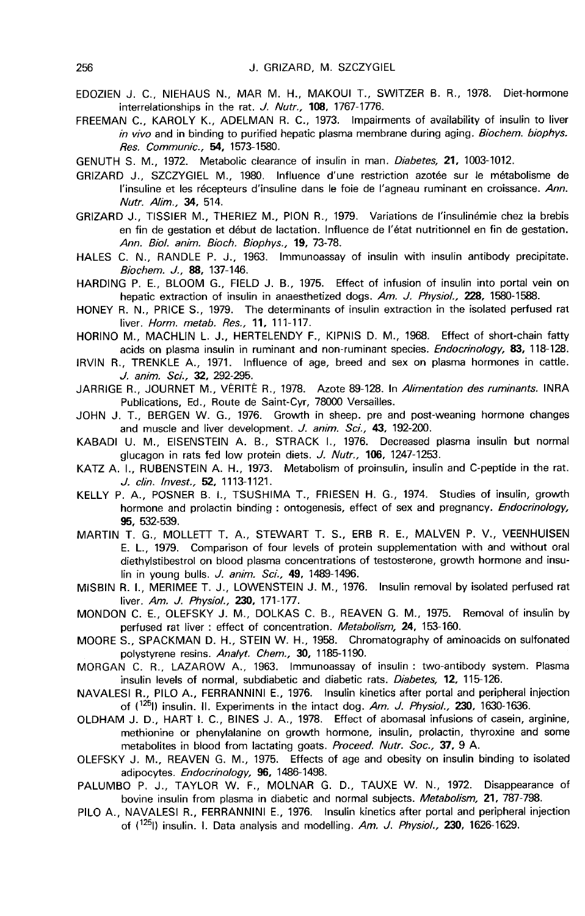EDOZIEN J. C., NIEHAUS N., MAR M. H., MAKOUI T., SWITZER B. R., 1978. Diet-hormone interrelationships in the rat. *J. Nutr.*, **108**, 1767-1776.

FREEMAN C., KAROLY K., ADELMAN R. C., 1973. Impairments of availability of insulin to liver *in vivo* and in binding to purified hepatic plasma membrane during aging. *Biochem. biophys. Res. Communic.*, **54**, 1573-1580.

GENUTH S. M., 1972. Metabolic clearance of insulin in man. *Diabetes*, **21**, 1003-1012.

GRIZARD J., SZCZYGIEL M., 1980. Influence d'une restriction azotée sur le métabolisme de l'insuline et les récepteurs d'insuline dans le foie de l'agneau ruminant en croissance. *Ann. Nutr. Alim.*, **34**, 514.

GRIZARD J., TISSIER M., THERIEZ M., PION R., 1979. Variations de l'insulinémie chez la brebis en fin de gestation et début de lactation. Influence de l'état nutritionnel en fin de gestation. *Ann. Biol. anim. Bioch. Biophys.*, **19**, 73-78.

HALES C. N., RANDLE P. J., 1963. Immunoassay of insulin with insulin antibody precipitate. *Biochem. J.*, **88**, 137-146.

HARDING P. E., BLOOM G., FIELD J. B., 1975. Effect of infusion of insulin into portal vein on hepatic extraction of insulin in anaesthetized dogs. *Am. J. Physiol.*, **228**, 1580-1588.

HONEY R. N., PRICE S., 1979. The determinants of insulin extraction in the isolated perfused rat liver. *Horm. metab. Res.*, **11**, 111-117.

HORINO M., MACHLIN L. J., HERTELENDY F., KIPNIS D. M., 1968. Effect of short-chain fatty acids on plasma insulin in ruminant and non-ruminant species. *Endocrinology*, **83**, 118-128.

IRVIN R., TRENKLE A., 1971. Influence of age, breed and sex on plasma hormones in cattle. *J. anim. Sci.*, **32**, 292-295.

JARRIGE R., JOURNET M., VÉRITÉ R., 1978. Azote 89-128. In *Alimentation des ruminants*. INRA Publications, Ed., Route de Saint-Cyr, 78000 Versailles.

JOHN J. T., BERGEN W. G., 1976. Growth in sheep. pre and post-weaning hormone changes and muscle and liver development. *J. anim. Sci.*, **43**, 192-200.

KABADI U. M., EISENSTEIN A. B., STRACK I., 1976. Decreased plasma insulin but normal glucagon in rats fed low protein diets. *J. Nutr.*, **106**, 1247-1253.

KATZ A. I., RUBENSTEIN A. H., 1973. Metabolism of proinsulin, insulin and C-peptide in the rat. *J. clin. Invest.*, **52**, 1113-1121.

KELLY P. A., POSNER B. I., TSUSHIMA T., FRIESEN H. G., 1974. Studies of insulin, growth hormone and prolactin binding : ontogenesis, effect of sex and pregnancy. *Endocrinology*, **95**, 532-539.

MARTIN T. G., MOLLETT T. A., STEWART T. S., ERB R. E., MALVEN P. V., VEENHUISEN E. L., 1979. Comparison of four levels of protein supplementation with and without oral diethylstibestrol on blood plasma concentrations of testosterone, growth hormone and insulin in young bulls. *J. anim. Sci.*, **49**, 1489-1496.

MISBIN R. I., MERIMEE T. J., LOWENSTEIN J. M., 1976. Insulin removal by isolated perfused rat liver. *Am. J. Physiol.*, **230**, 171-177.

MONDON C. E., OLEFSKY J. M., DOLKAS C. B., REAVEN G. M., 1975. Removal of insulin by perfused rat liver : effect of concentration. *Metabolism*, **24**, 153-160.

MOORE S., SPACKMAN D. H., STEIN W. H., 1958. Chromatography of aminoacids on sulfonated polystyrene resins. *Analyt. Chem.*, **30**, 1185-1190.

MORGAN C. R., LAZAROW A., 1963. Immunoassay of insulin : two-antibody system. Plasma insulin levels of normal, subdiabetic and diabetic rats. *Diabetes*, **12**, 115-126.

NAVALESI R., PILO A., FERRANNINI E., 1976. Insulin kinetics after portal and peripheral injection of ($^{125}$I) insulin. II. Experiments in the intact dog. *Am. J. Physiol.*, **230**, 1630-1636.

OLDHAM J. D., HART I. C., BINES J. A., 1978. Effect of abomasal infusions of casein, arginine, methionine or phenylalanine on growth hormone, insulin, prolactin, thyroxine and some metabolites in blood from lactating goats. *Proceed. Nutr. Soc.*, **37**, 9 A.

OLEFSKY J. M., REAVEN G. M., 1975. Effects of age and obesity on insulin binding to isolated adipocytes. *Endocrinology*, **96**, 1486-1498.

PALUMBO P. J., TAYLOR W. F., MOLNAR G. D., TAUXE W. N., 1972. Disappearance of bovine insulin from plasma in diabetic and normal subjects. *Metabolism*, **21**, 787-798.

PILO A., NAVALESI R., FERRANNINI E., 1976. Insulin kinetics after portal and peripheral injection of ($^{125}$I) insulin. I. Data analysis and modelling. *Am. J. Physiol.*, **230**, 1626-1629.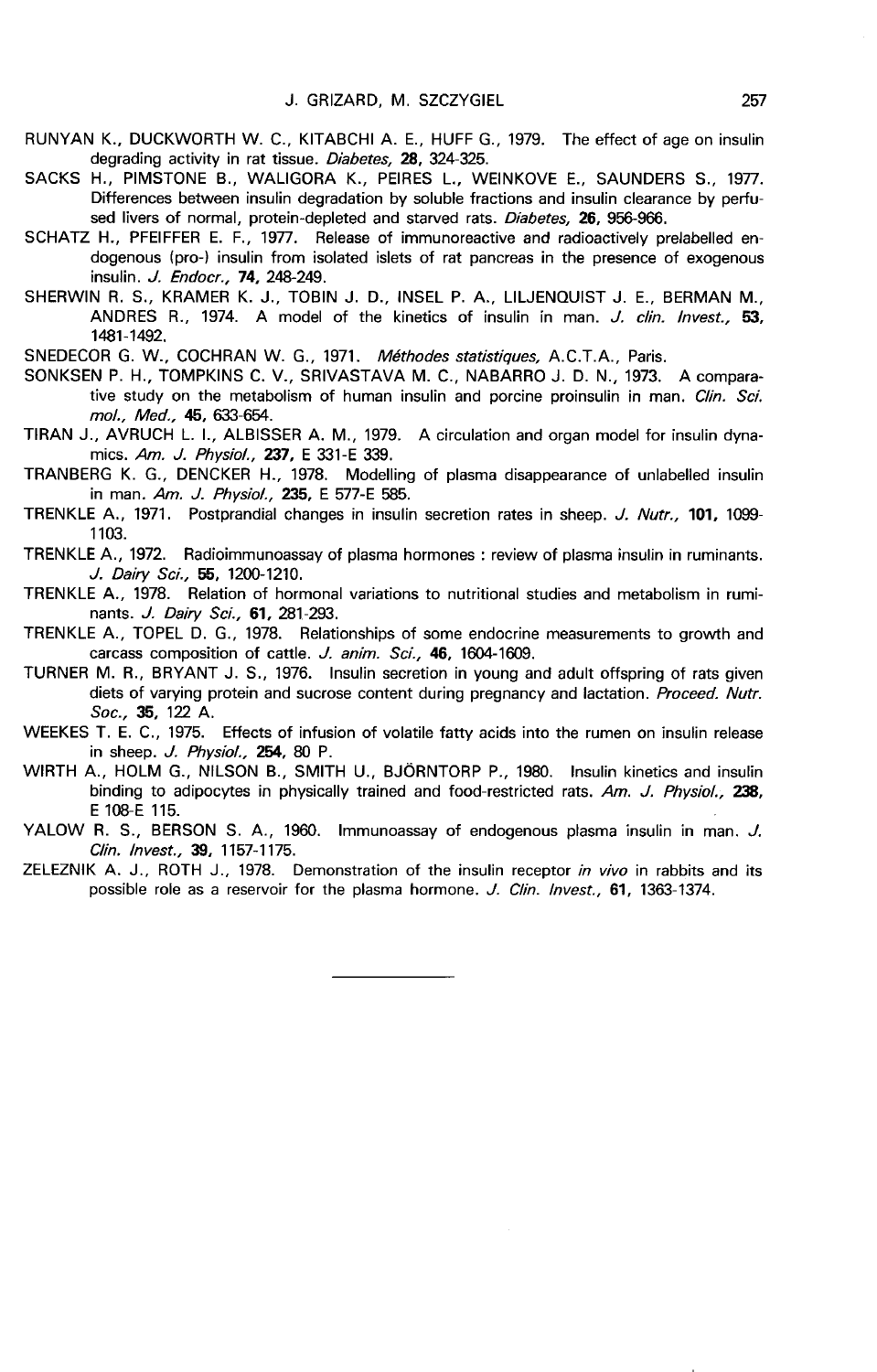RUNYAN K., DUCKWORTH W. C., KITABCHI A. E., HUFF G., 1979. The effect of age on insulin degrading activity in rat tissue. *Diabetes,* **28,** 324-325.

SACKS H., PIMSTONE B., WALIGORA K., PEIRES L., WEINKOVE E., SAUNDERS S., 1977. Differences between insulin degradation by soluble fractions and insulin clearance by perfused livers of normal, protein-depleted and starved rats. *Diabetes,* **26,** 956-966.

SCHATZ H., PFEIFFER E. F., 1977. Release of immunoreactive and radioactively prelabelled endogenous (pro-) insulin from isolated islets of rat pancreas in the presence of exogenous insulin. *J. Endocr.,* **74,** 248-249.

SHERWIN R. S., KRAMER K. J., TOBIN J. D., INSEL P. A., LILJENQUIST J. E., BERMAN M., ANDRES R., 1974. A model of the kinetics of insulin in man. *J. clin. Invest.,* **53,** 1481-1492.

SNEDECOR G. W., COCHRAN W. G., 1971. *Méthodes statistiques,* A.C.T.A., Paris.

SONKSEN P. H., TOMPKINS C. V., SRIVASTAVA M. C., NABARRO J. D. N., 1973. A comparative study on the metabolism of human insulin and porcine proinsulin in man. *Clin. Sci. mol., Med.,* **45,** 633-654.

TIRAN J., AVRUCH L. I., ALBISSER A. M., 1979. A circulation and organ model for insulin dynamics. *Am. J. Physiol.,* **237,** E 331-E 339.

TRANBERG K. G., DENCKER H., 1978. Modelling of plasma disappearance of unlabelled insulin in man. *Am. J. Physiol.,* **235,** E 577-E 585.

TRENKLE A., 1971. Postprandial changes in insulin secretion rates in sheep. *J. Nutr.,* **101,** 1099-1103.

TRENKLE A., 1972. Radioimmunoassay of plasma hormones : review of plasma insulin in ruminants. *J. Dairy Sci.,* **55,** 1200-1210.

TRENKLE A., 1978. Relation of hormonal variations to nutritional studies and metabolism in ruminants. *J. Dairy Sci.,* **61,** 281-293.

TRENKLE A., TOPEL D. G., 1978. Relationships of some endocrine measurements to growth and carcass composition of cattle. *J. anim. Sci.,* **46,** 1604-1609.

TURNER M. R., BRYANT J. S., 1976. Insulin secretion in young and adult offspring of rats given diets of varying protein and sucrose content during pregnancy and lactation. *Proceed. Nutr. Soc.,* **35,** 122 A.

WEEKES T. E. C., 1975. Effects of infusion of volatile fatty acids into the rumen on insulin release in sheep. *J. Physiol.,* **254,** 80 P.

WIRTH A., HOLM G., NILSON B., SMITH U., BJÖRNTORP P., 1980. Insulin kinetics and insulin binding to adipocytes in physically trained and food-restricted rats. *Am. J. Physiol.,* **238,** E 108-E 115.

YALOW R. S., BERSON S. A., 1960. Immunoassay of endogenous plasma insulin in man. *J. Clin. Invest.,* **39,** 1157-1175.

ZELEZNIK A. J., ROTH J., 1978. Demonstration of the insulin receptor *in vivo* in rabbits and its possible role as a reservoir for the plasma hormone. *J. Clin. Invest.,* **61,** 1363-1374.